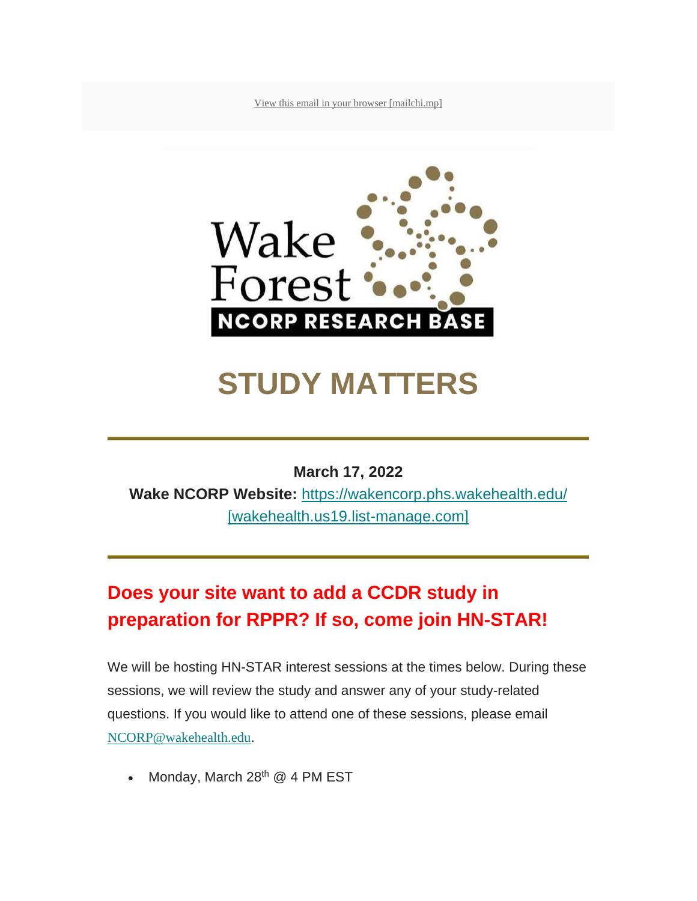View this email in your browser [mailchi.mp]

Wake Forest NCORP RESEARCH BASE

# STUDY MATTERS

---

**March 17, 2022**
**Wake NCORP Website:** https://wakencorp.phs.wakehealth.edu/ [wakehealth.us19.list-manage.com]

---

## Does your site want to add a CCDR study in preparation for RPPR? If so, come join HN-STAR!

We will be hosting HN-STAR interest sessions at the times below. During these sessions, we will review the study and answer any of your study-related questions. If you would like to attend one of these sessions, please email NCORP@wakehealth.edu.

- Monday, March 28th @ 4 PM EST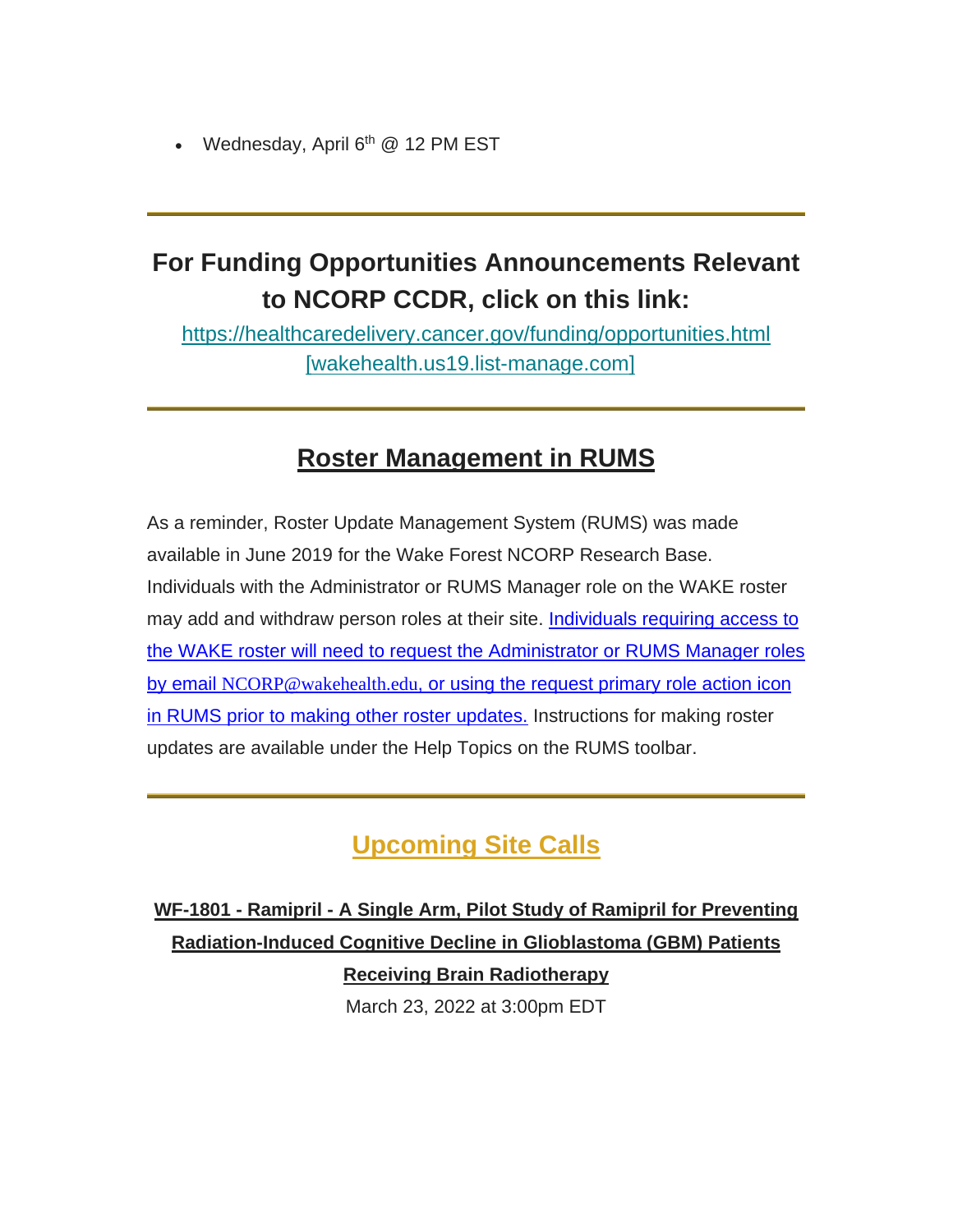- Wednesday, April 6th @ 12 PM EST

---

## For Funding Opportunities Announcements Relevant to NCORP CCDR, click on this link:

https://healthcaredelivery.cancer.gov/funding/opportunities.html [wakehealth.us19.list-manage.com]

---

## Roster Management in RUMS

As a reminder, Roster Update Management System (RUMS) was made available in June 2019 for the Wake Forest NCORP Research Base. Individuals with the Administrator or RUMS Manager role on the WAKE roster may add and withdraw person roles at their site. Individuals requiring access to the WAKE roster will need to request the Administrator or RUMS Manager roles by email NCORP@wakehealth.edu, or using the request primary role action icon in RUMS prior to making other roster updates. Instructions for making roster updates are available under the Help Topics on the RUMS toolbar.

---

## Upcoming Site Calls

**WF-1801 - Ramipril - A Single Arm, Pilot Study of Ramipril for Preventing Radiation-Induced Cognitive Decline in Glioblastoma (GBM) Patients Receiving Brain Radiotherapy**

March 23, 2022 at 3:00pm EDT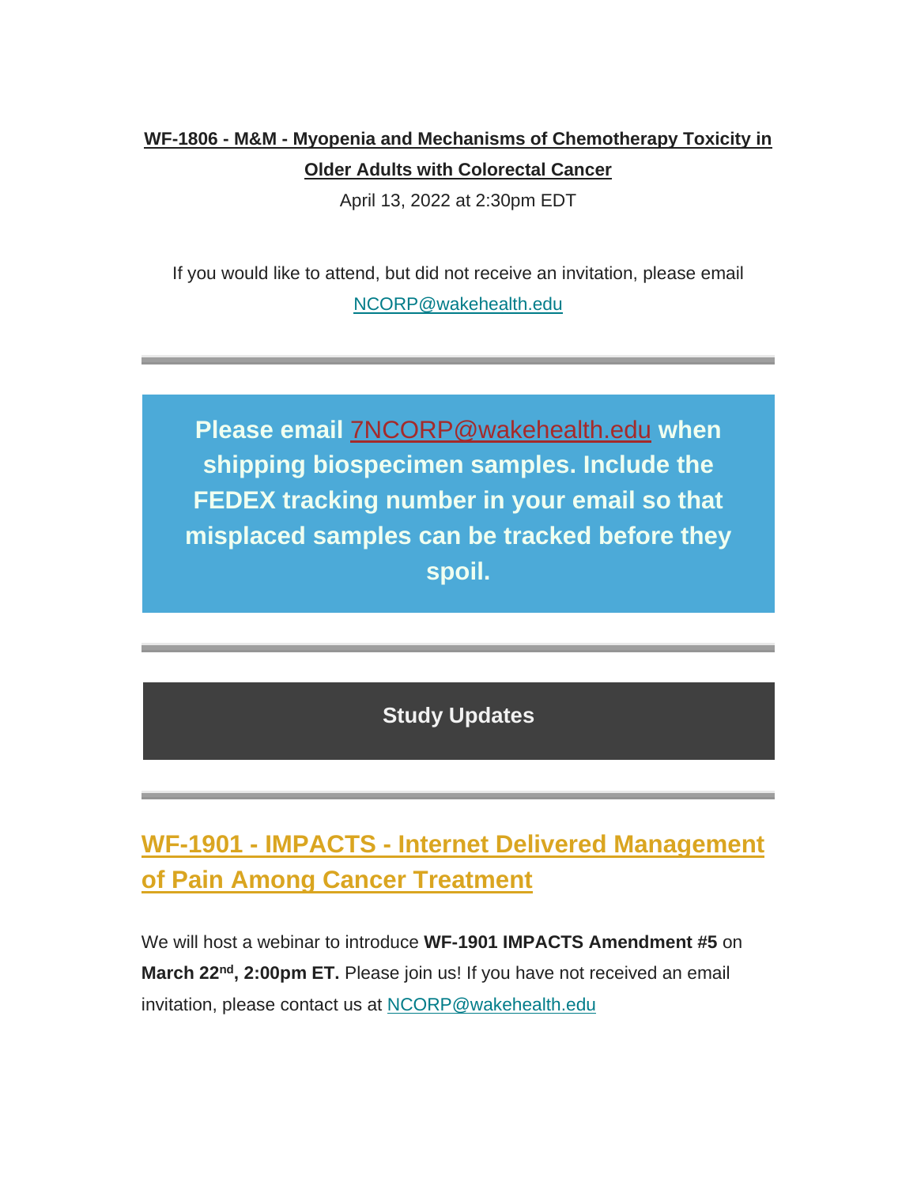**WF-1806 - M&M - Myopenia and Mechanisms of Chemotherapy Toxicity in Older Adults with Colorectal Cancer**

April 13, 2022 at 2:30pm EDT

If you would like to attend, but did not receive an invitation, please email NCORP@wakehealth.edu

---

**Please email 7NCORP@wakehealth.edu when shipping biospecimen samples. Include the FEDEX tracking number in your email so that misplaced samples can be tracked before they spoil.**

---

## Study Updates

---

## WF-1901 - IMPACTS - Internet Delivered Management of Pain Among Cancer Treatment

We will host a webinar to introduce **WF-1901 IMPACTS Amendment #5** on **March 22nd, 2:00pm ET.** Please join us! If you have not received an email invitation, please contact us at NCORP@wakehealth.edu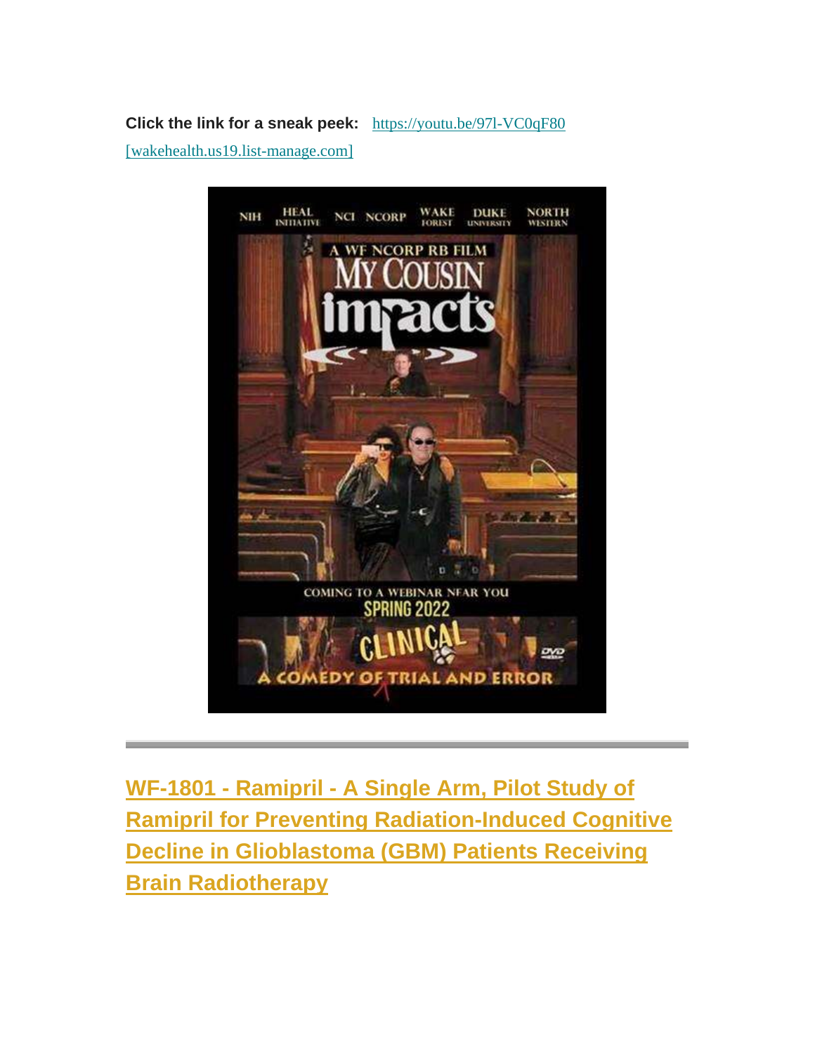**Click the link for a sneak peek:** https://youtu.be/97l-VC0qF80 [wakehealth.us19.list-manage.com]

---

## WF-1801 - Ramipril - A Single Arm, Pilot Study of Ramipril for Preventing Radiation-Induced Cognitive Decline in Glioblastoma (GBM) Patients Receiving Brain Radiotherapy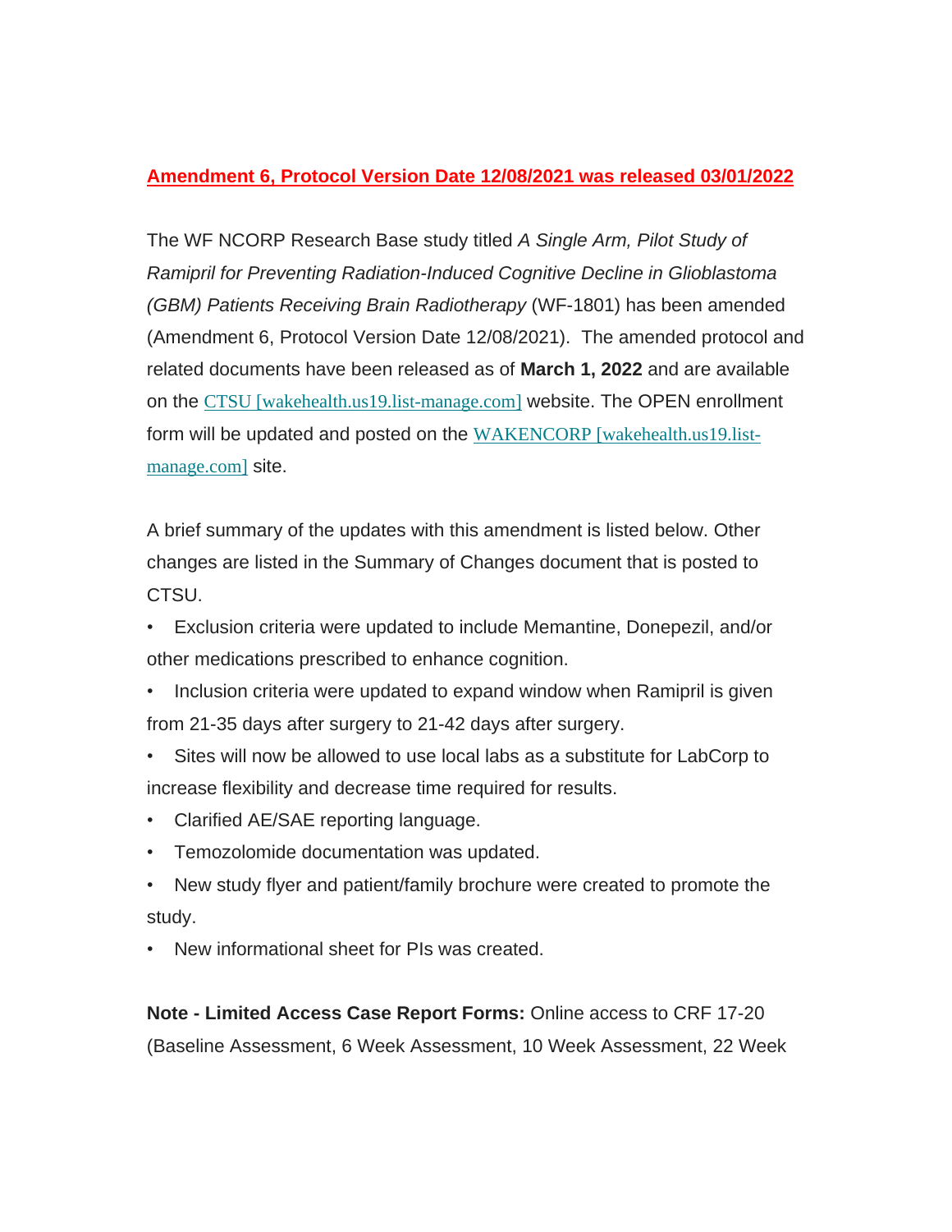**Amendment 6, Protocol Version Date 12/08/2021 was released 03/01/2022**

The WF NCORP Research Base study titled *A Single Arm, Pilot Study of Ramipril for Preventing Radiation-Induced Cognitive Decline in Glioblastoma (GBM) Patients Receiving Brain Radiotherapy* (WF-1801) has been amended (Amendment 6, Protocol Version Date 12/08/2021). The amended protocol and related documents have been released as of **March 1, 2022** and are available on the CTSU [wakehealth.us19.list-manage.com] website. The OPEN enrollment form will be updated and posted on the WAKENCORP [wakehealth.us19.list-manage.com] site.

A brief summary of the updates with this amendment is listed below. Other changes are listed in the Summary of Changes document that is posted to CTSU.

- Exclusion criteria were updated to include Memantine, Donepezil, and/or other medications prescribed to enhance cognition.
- Inclusion criteria were updated to expand window when Ramipril is given from 21-35 days after surgery to 21-42 days after surgery.
- Sites will now be allowed to use local labs as a substitute for LabCorp to increase flexibility and decrease time required for results.
- Clarified AE/SAE reporting language.
- Temozolomide documentation was updated.
- New study flyer and patient/family brochure were created to promote the study.
- New informational sheet for PIs was created.

**Note - Limited Access Case Report Forms:** Online access to CRF 17-20 (Baseline Assessment, 6 Week Assessment, 10 Week Assessment, 22 Week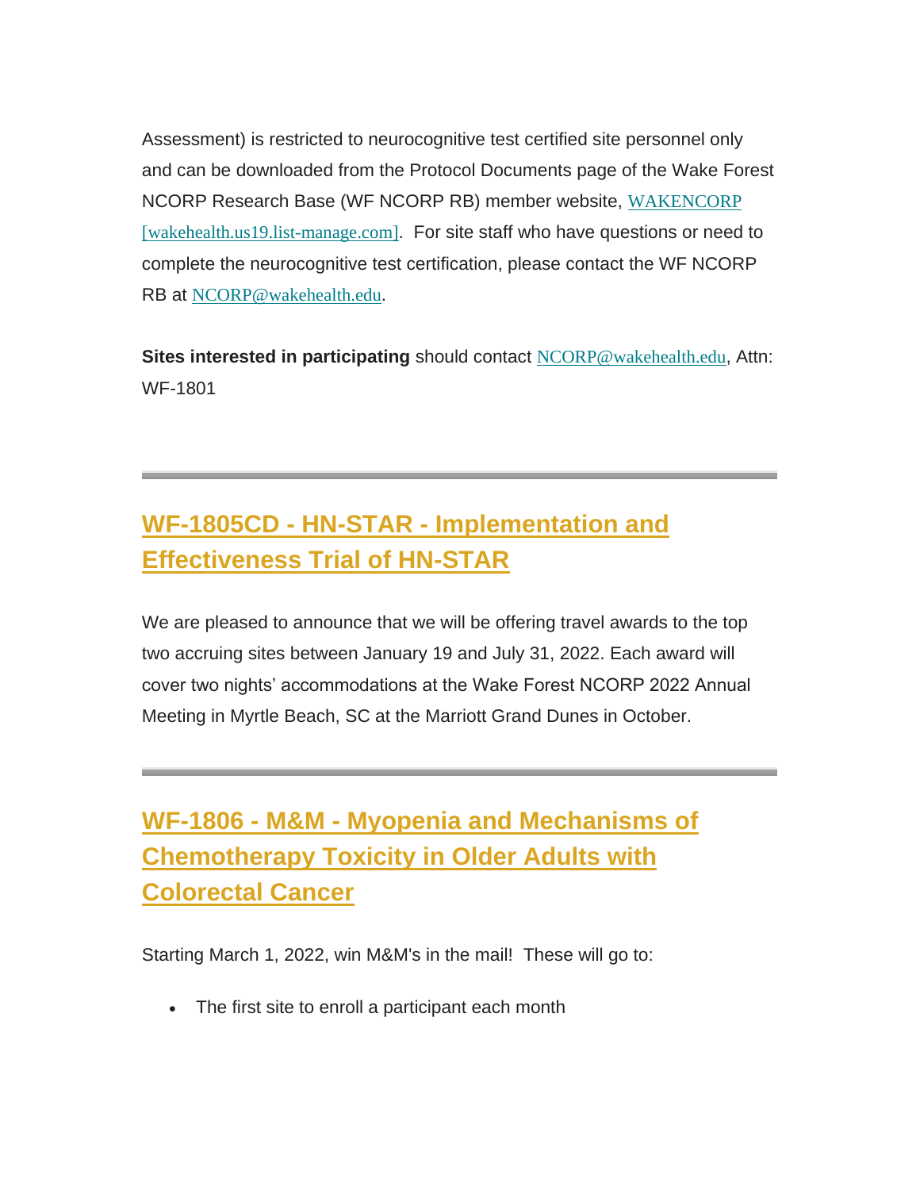Assessment) is restricted to neurocognitive test certified site personnel only and can be downloaded from the Protocol Documents page of the Wake Forest NCORP Research Base (WF NCORP RB) member website, WAKENCORP [wakehealth.us19.list-manage.com]. For site staff who have questions or need to complete the neurocognitive test certification, please contact the WF NCORP RB at NCORP@wakehealth.edu.

**Sites interested in participating** should contact NCORP@wakehealth.edu, Attn: WF-1801

---

## WF-1805CD - HN-STAR - Implementation and Effectiveness Trial of HN-STAR

We are pleased to announce that we will be offering travel awards to the top two accruing sites between January 19 and July 31, 2022. Each award will cover two nights' accommodations at the Wake Forest NCORP 2022 Annual Meeting in Myrtle Beach, SC at the Marriott Grand Dunes in October.

---

## WF-1806 - M&M - Myopenia and Mechanisms of Chemotherapy Toxicity in Older Adults with Colorectal Cancer

Starting March 1, 2022, win M&M's in the mail! These will go to:

- The first site to enroll a participant each month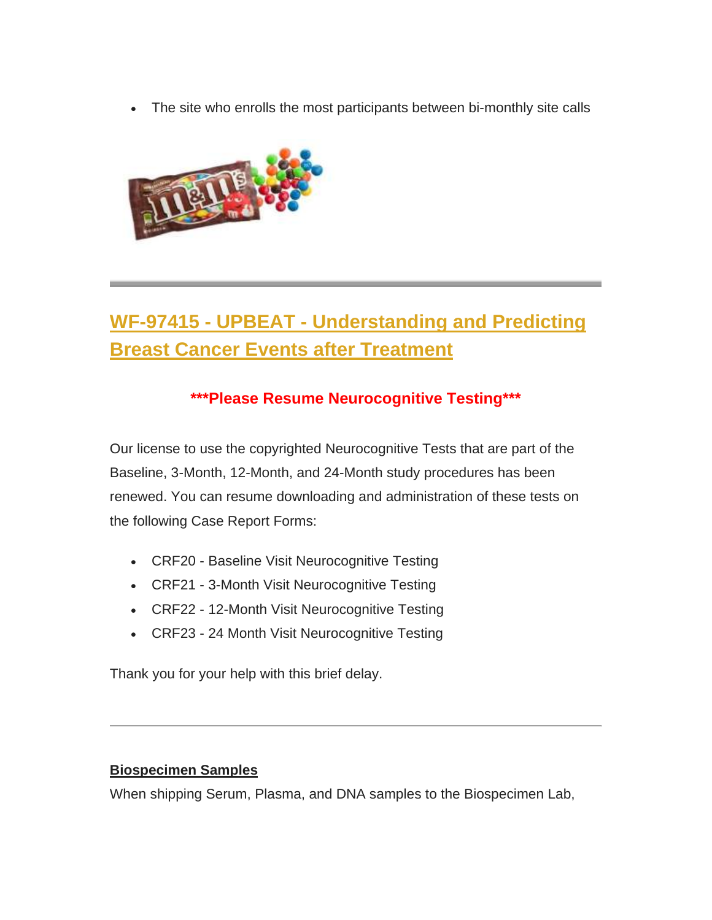- The site who enrolls the most participants between bi-monthly site calls

---

## WF-97415 - UPBEAT - Understanding and Predicting Breast Cancer Events after Treatment

**\*\*\*Please Resume Neurocognitive Testing\*\*\***

Our license to use the copyrighted Neurocognitive Tests that are part of the Baseline, 3-Month, 12-Month, and 24-Month study procedures has been renewed. You can resume downloading and administration of these tests on the following Case Report Forms:

- CRF20 - Baseline Visit Neurocognitive Testing
- CRF21 - 3-Month Visit Neurocognitive Testing
- CRF22 - 12-Month Visit Neurocognitive Testing
- CRF23 - 24 Month Visit Neurocognitive Testing

Thank you for your help with this brief delay.

---

**Biospecimen Samples**

When shipping Serum, Plasma, and DNA samples to the Biospecimen Lab,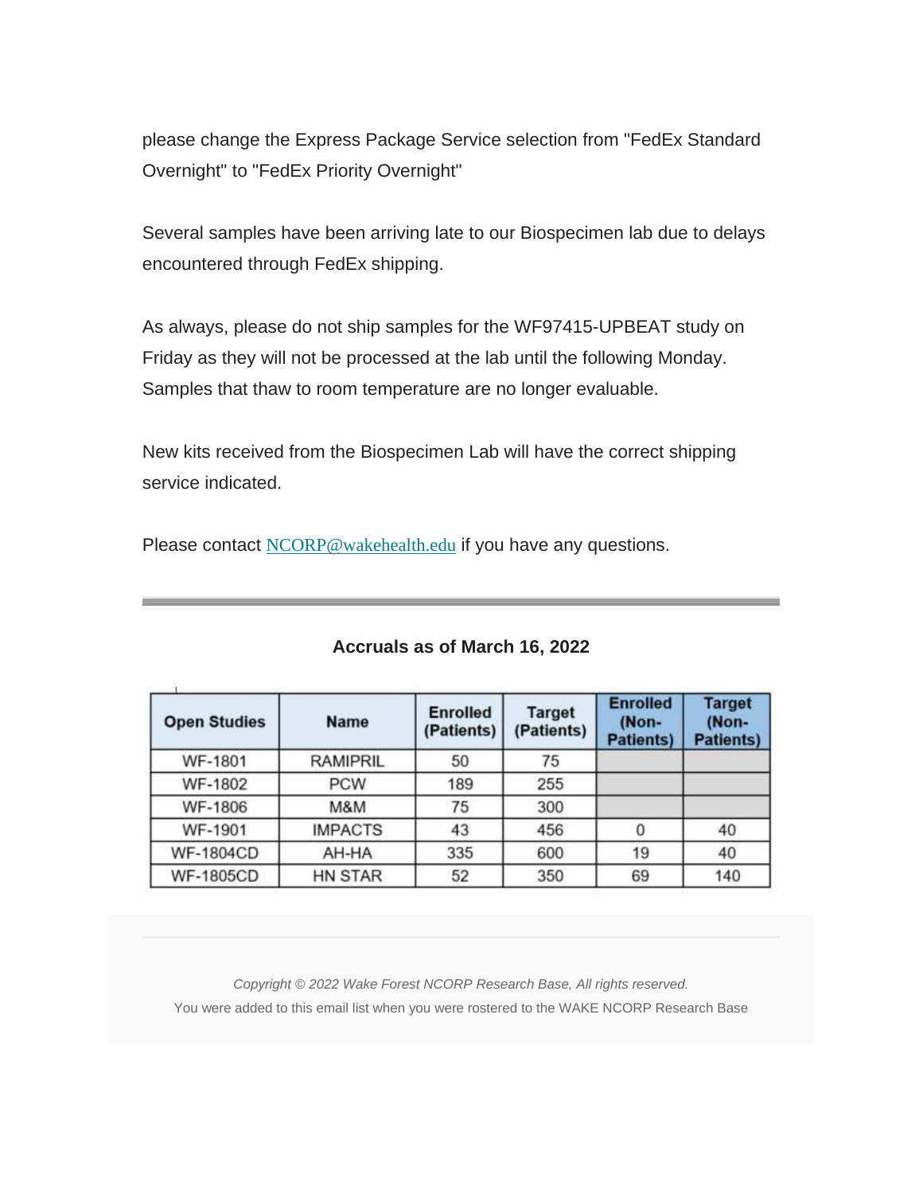please change the Express Package Service selection from "FedEx Standard Overnight" to "FedEx Priority Overnight"

Several samples have been arriving late to our Biospecimen lab due to delays encountered through FedEx shipping.

As always, please do not ship samples for the WF97415-UPBEAT study on Friday as they will not be processed at the lab until the following Monday. Samples that thaw to room temperature are no longer evaluable.

New kits received from the Biospecimen Lab will have the correct shipping service indicated.

Please contact NCORP@wakehealth.edu if you have any questions.

---

**Accruals as of March 16, 2022**

| Open Studies | Name | Enrolled (Patients) | Target (Patients) | Enrolled (Non-Patients) | Target (Non-Patients) |
|---|---|---|---|---|---|
| WF-1801 | RAMIPRIL | 50 | 75 | | |
| WF-1802 | PCW | 189 | 255 | | |
| WF-1806 | M&M | 75 | 300 | | |
| WF-1901 | IMPACTS | 43 | 456 | 0 | 40 |
| WF-1804CD | AH-HA | 335 | 600 | 19 | 40 |
| WF-1805CD | HN STAR | 52 | 350 | 69 | 140 |

*Copyright © 2022 Wake Forest NCORP Research Base, All rights reserved.*

You were added to this email list when you were rostered to the WAKE NCORP Research Base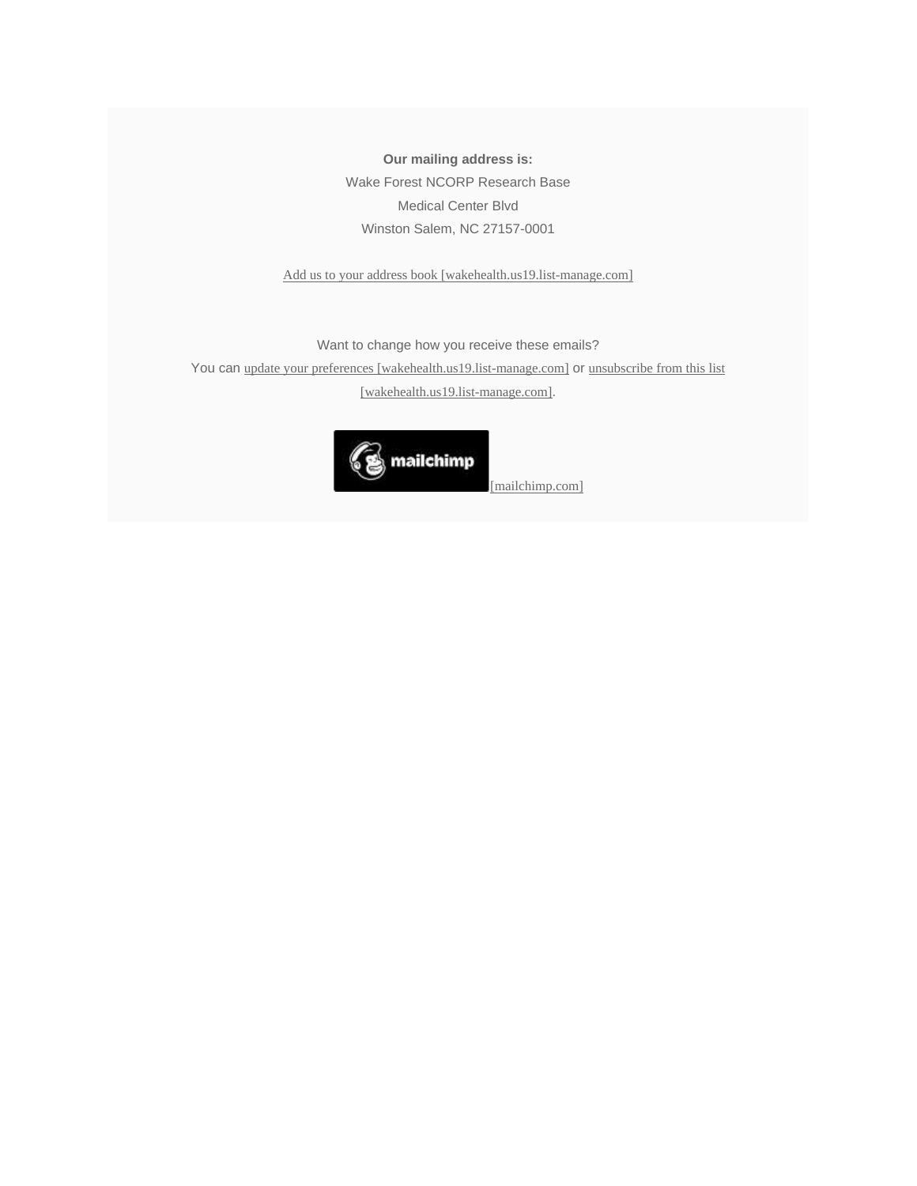**Our mailing address is:**

Wake Forest NCORP Research Base

Medical Center Blvd

Winston Salem, NC 27157-0001

Add us to your address book [wakehealth.us19.list-manage.com]

Want to change how you receive these emails?

You can update your preferences [wakehealth.us19.list-manage.com] or unsubscribe from this list [wakehealth.us19.list-manage.com].

mailchimp [mailchimp.com]